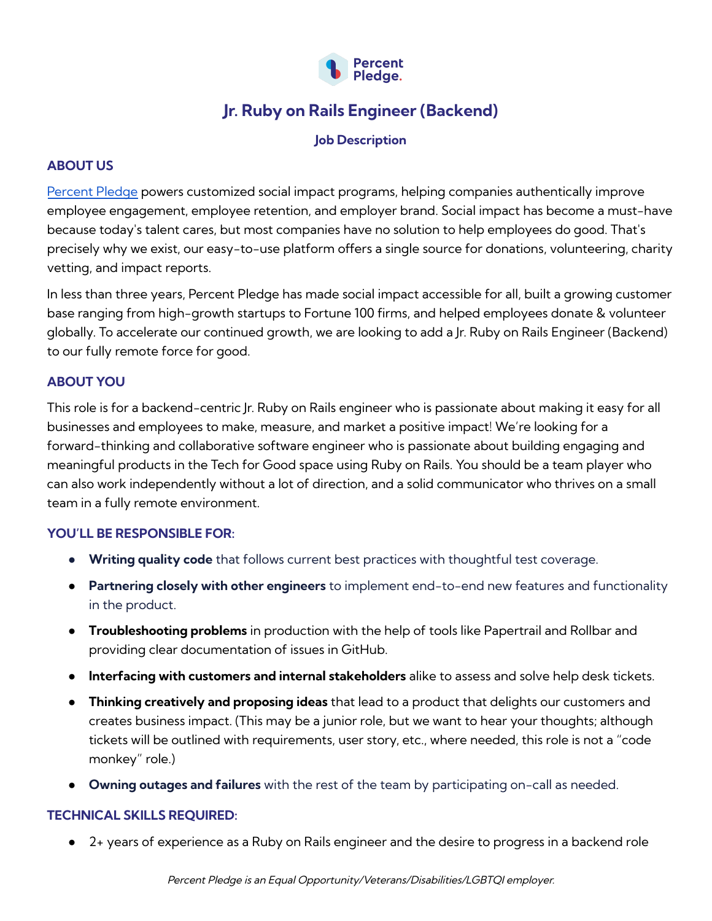Percent Pledge.

# Jr. Ruby on Rails Engineer (Backend)

### Job Description

## ABOUT US

[Percent Pledge](Percent Pledge) powers customized social impact programs, helping companies authentically improve employee engagement, employee retention, and employer brand. Social impact has become a must-have because today's talent cares, but most companies have no solution to help employees do good. That's precisely why we exist, our easy-to-use platform offers a single source for donations, volunteering, charity vetting, and impact reports.

In less than three years, Percent Pledge has made social impact accessible for all, built a growing customer base ranging from high-growth startups to Fortune 100 firms, and helped employees donate & volunteer globally. To accelerate our continued growth, we are looking to add a Jr. Ruby on Rails Engineer (Backend) to our fully remote force for good.

## ABOUT YOU

This role is for a backend-centric Jr. Ruby on Rails engineer who is passionate about making it easy for all businesses and employees to make, measure, and market a positive impact! We're looking for a forward-thinking and collaborative software engineer who is passionate about building engaging and meaningful products in the Tech for Good space using Ruby on Rails. You should be a team player who can also work independently without a lot of direction, and a solid communicator who thrives on a small team in a fully remote environment.

## YOU'LL BE RESPONSIBLE FOR:

- **Writing quality code** that follows current best practices with thoughtful test coverage.
- **Partnering closely with other engineers** to implement end-to-end new features and functionality in the product.
- **Troubleshooting problems** in production with the help of tools like Papertrail and Rollbar and providing clear documentation of issues in GitHub.
- **Interfacing with customers and internal stakeholders** alike to assess and solve help desk tickets.
- **Thinking creatively and proposing ideas** that lead to a product that delights our customers and creates business impact. (This may be a junior role, but we want to hear your thoughts; although tickets will be outlined with requirements, user story, etc., where needed, this role is not a "code monkey" role.)
- **Owning outages and failures** with the rest of the team by participating on-call as needed.

## TECHNICAL SKILLS REQUIRED:

- 2+ years of experience as a Ruby on Rails engineer and the desire to progress in a backend role

*Percent Pledge is an Equal Opportunity/Veterans/Disabilities/LGBTQI employer.*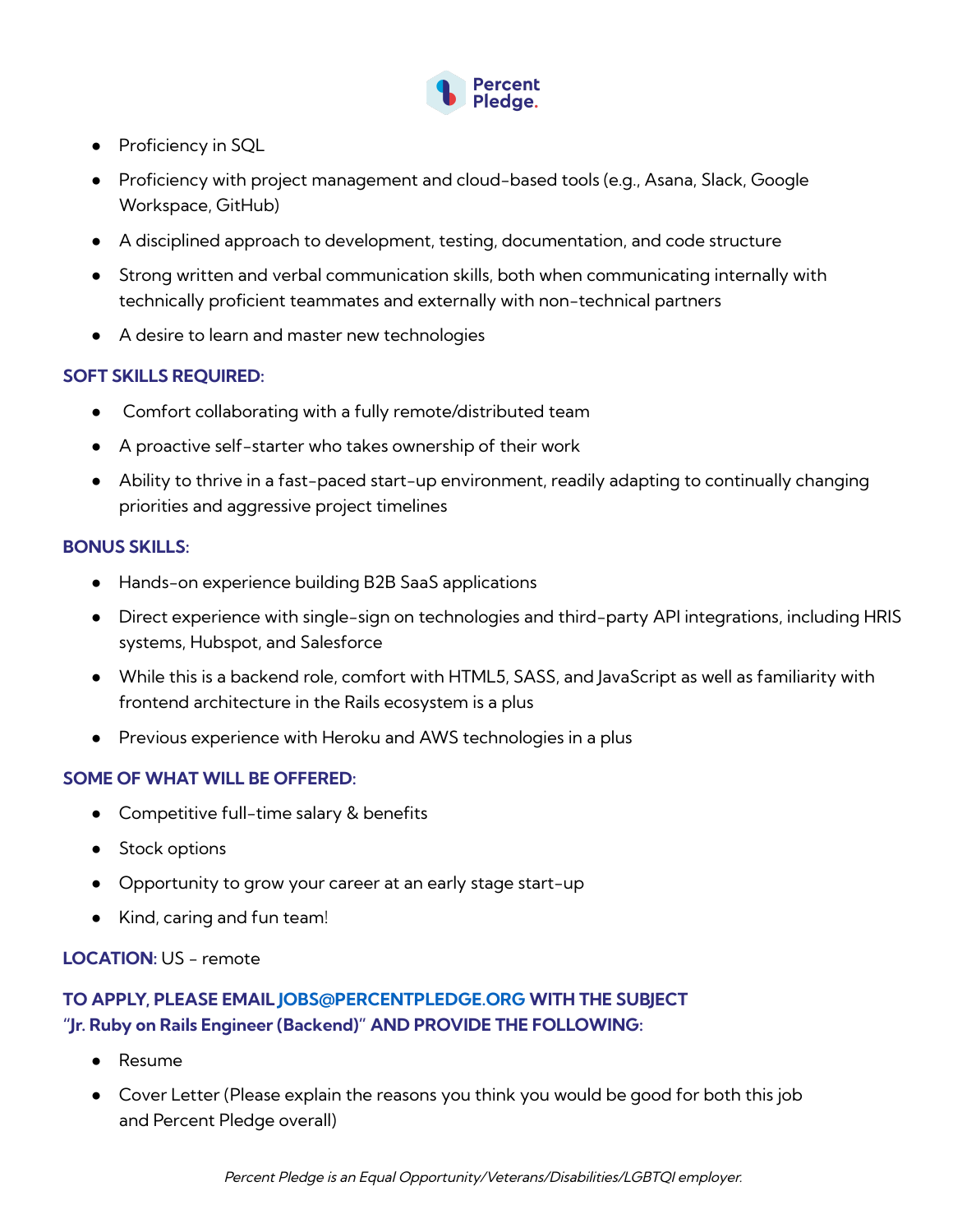- Proficiency in SQL
- Proficiency with project management and cloud-based tools (e.g., Asana, Slack, Google Workspace, GitHub)
- A disciplined approach to development, testing, documentation, and code structure
- Strong written and verbal communication skills, both when communicating internally with technically proficient teammates and externally with non-technical partners
- A desire to learn and master new technologies

**SOFT SKILLS REQUIRED:**

- Comfort collaborating with a fully remote/distributed team
- A proactive self-starter who takes ownership of their work
- Ability to thrive in a fast-paced start-up environment, readily adapting to continually changing priorities and aggressive project timelines

**BONUS SKILLS:**

- Hands-on experience building B2B SaaS applications
- Direct experience with single-sign on technologies and third-party API integrations, including HRIS systems, Hubspot, and Salesforce
- While this is a backend role, comfort with HTML5, SASS, and JavaScript as well as familiarity with frontend architecture in the Rails ecosystem is a plus
- Previous experience with Heroku and AWS technologies in a plus

**SOME OF WHAT WILL BE OFFERED:**

- Competitive full-time salary & benefits
- Stock options
- Opportunity to grow your career at an early stage start-up
- Kind, caring and fun team!

**LOCATION:** US - remote

**TO APPLY, PLEASE EMAIL JOBS@PERCENTPLEDGE.ORG WITH THE SUBJECT "Jr. Ruby on Rails Engineer (Backend)" AND PROVIDE THE FOLLOWING:**

- Resume
- Cover Letter (Please explain the reasons you think you would be good for both this job and Percent Pledge overall)

*Percent Pledge is an Equal Opportunity/Veterans/Disabilities/LGBTQI employer.*